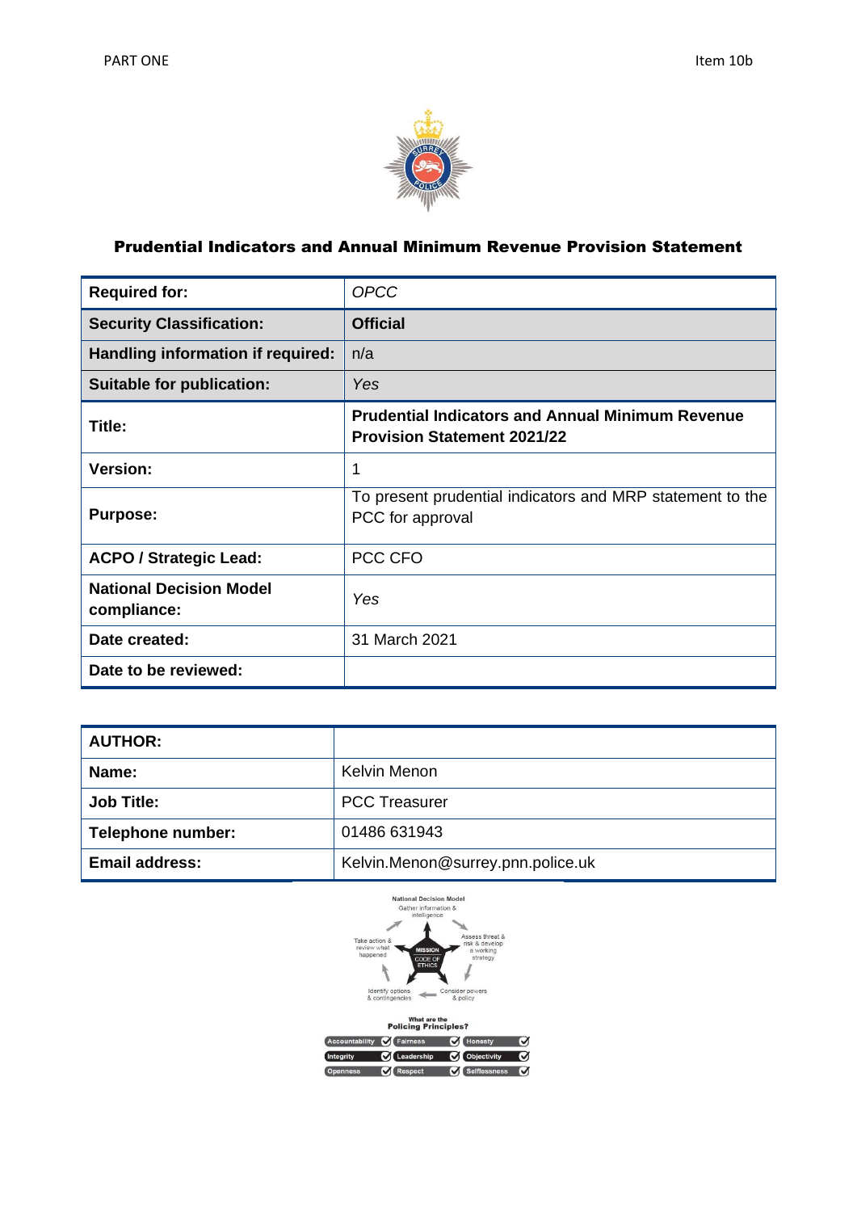PART ONE Item 10b

# Prudential Indicators and Annual Minimum Revenue Provision Statement

| Required for: | *OPCC* |
|---|---|
| **Security Classification:** | **Official** |
| **Handling information if required:** | n/a |
| **Suitable for publication:** | *Yes* |
| **Title:** | **Prudential Indicators and Annual Minimum Revenue Provision Statement 2021/22** |
| **Version:** | 1 |
| **Purpose:** | To present prudential indicators and MRP statement to the PCC for approval |
| **ACPO / Strategic Lead:** | PCC CFO |
| **National Decision Model compliance:** | *Yes* |
| **Date created:** | 31 March 2021 |
| **Date to be reviewed:** | |

| AUTHOR: | |
|---|---|
| **Name:** | Kelvin Menon |
| **Job Title:** | PCC Treasurer |
| **Telephone number:** | 01486 631943 |
| **Email address:** | Kelvin.Menon@surrey.pnn.police.uk |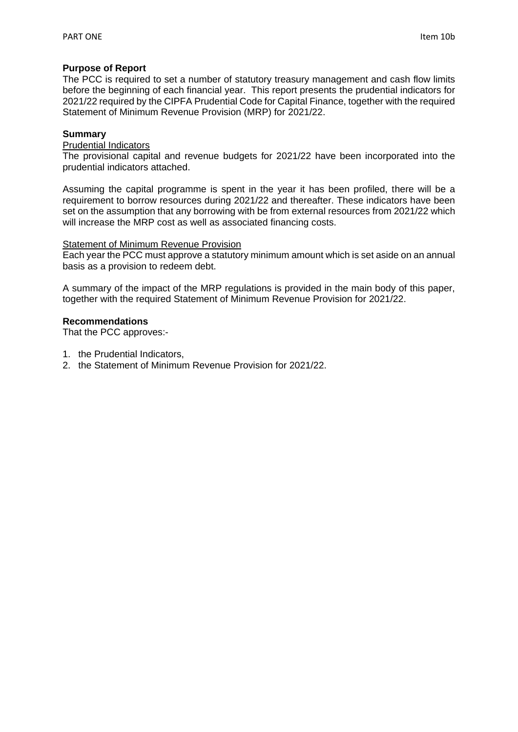**Purpose of Report**

The PCC is required to set a number of statutory treasury management and cash flow limits before the beginning of each financial year. This report presents the prudential indicators for 2021/22 required by the CIPFA Prudential Code for Capital Finance, together with the required Statement of Minimum Revenue Provision (MRP) for 2021/22.

**Summary**

Prudential Indicators

The provisional capital and revenue budgets for 2021/22 have been incorporated into the prudential indicators attached.

Assuming the capital programme is spent in the year it has been profiled, there will be a requirement to borrow resources during 2021/22 and thereafter. These indicators have been set on the assumption that any borrowing with be from external resources from 2021/22 which will increase the MRP cost as well as associated financing costs.

Statement of Minimum Revenue Provision

Each year the PCC must approve a statutory minimum amount which is set aside on an annual basis as a provision to redeem debt.

A summary of the impact of the MRP regulations is provided in the main body of this paper, together with the required Statement of Minimum Revenue Provision for 2021/22.

**Recommendations**

That the PCC approves:-

1. the Prudential Indicators,
2. the Statement of Minimum Revenue Provision for 2021/22.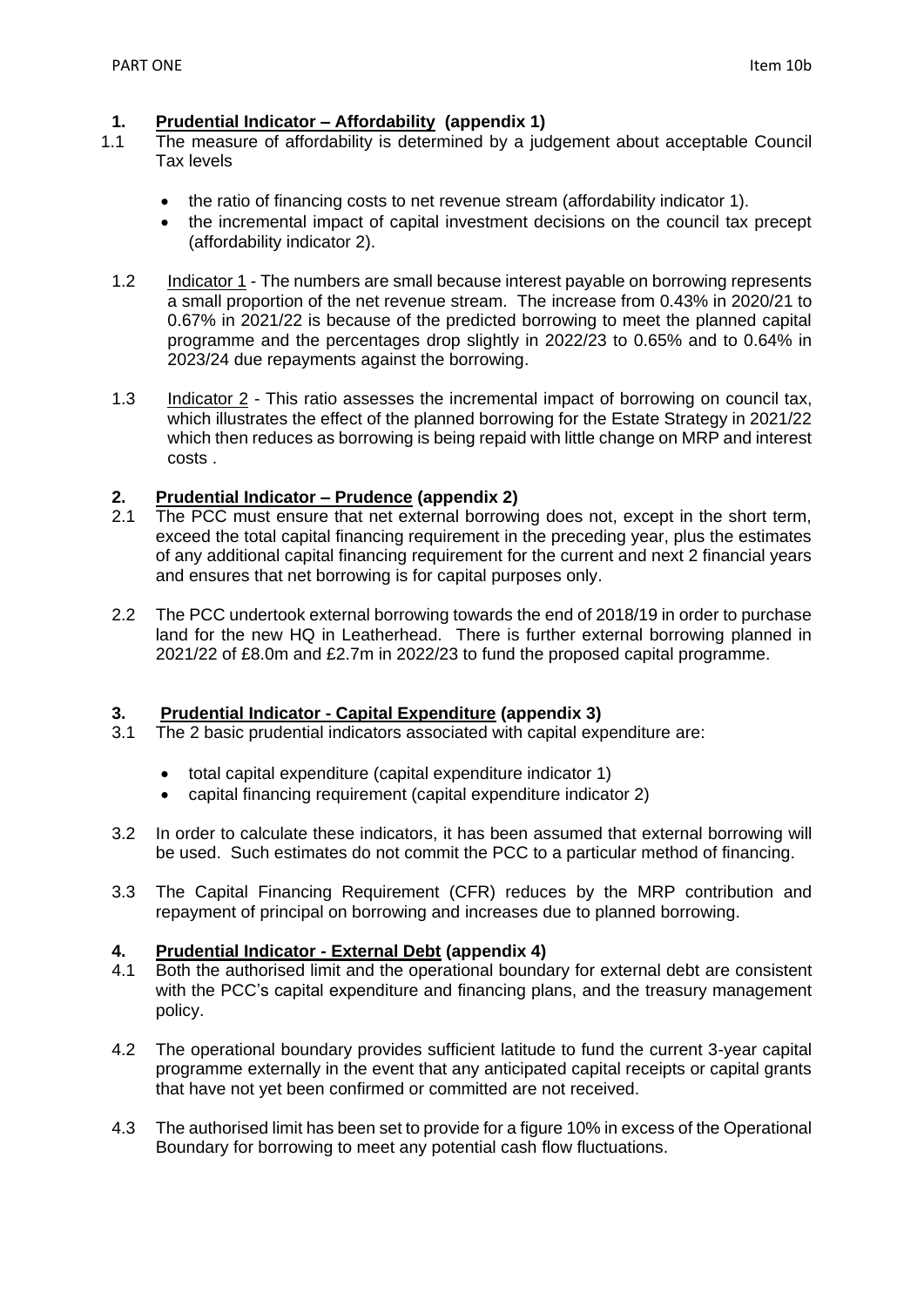## 1. **Prudential Indicator – Affordability** (appendix 1)

1.1 The measure of affordability is determined by a judgement about acceptable Council Tax levels

- the ratio of financing costs to net revenue stream (affordability indicator 1).
- the incremental impact of capital investment decisions on the council tax precept (affordability indicator 2).

1.2 Indicator 1 - The numbers are small because interest payable on borrowing represents a small proportion of the net revenue stream. The increase from 0.43% in 2020/21 to 0.67% in 2021/22 is because of the predicted borrowing to meet the planned capital programme and the percentages drop slightly in 2022/23 to 0.65% and to 0.64% in 2023/24 due repayments against the borrowing.

1.3 Indicator 2 - This ratio assesses the incremental impact of borrowing on council tax, which illustrates the effect of the planned borrowing for the Estate Strategy in 2021/22 which then reduces as borrowing is being repaid with little change on MRP and interest costs .

## 2. **Prudential Indicator – Prudence** (appendix 2)

2.1 The PCC must ensure that net external borrowing does not, except in the short term, exceed the total capital financing requirement in the preceding year, plus the estimates of any additional capital financing requirement for the current and next 2 financial years and ensures that net borrowing is for capital purposes only.

2.2 The PCC undertook external borrowing towards the end of 2018/19 in order to purchase land for the new HQ in Leatherhead. There is further external borrowing planned in 2021/22 of £8.0m and £2.7m in 2022/23 to fund the proposed capital programme.

## 3. **Prudential Indicator - Capital Expenditure** (appendix 3)

3.1 The 2 basic prudential indicators associated with capital expenditure are:

- total capital expenditure (capital expenditure indicator 1)
- capital financing requirement (capital expenditure indicator 2)

3.2 In order to calculate these indicators, it has been assumed that external borrowing will be used. Such estimates do not commit the PCC to a particular method of financing.

3.3 The Capital Financing Requirement (CFR) reduces by the MRP contribution and repayment of principal on borrowing and increases due to planned borrowing.

## 4. **Prudential Indicator - External Debt** (appendix 4)

4.1 Both the authorised limit and the operational boundary for external debt are consistent with the PCC's capital expenditure and financing plans, and the treasury management policy.

4.2 The operational boundary provides sufficient latitude to fund the current 3-year capital programme externally in the event that any anticipated capital receipts or capital grants that have not yet been confirmed or committed are not received.

4.3 The authorised limit has been set to provide for a figure 10% in excess of the Operational Boundary for borrowing to meet any potential cash flow fluctuations.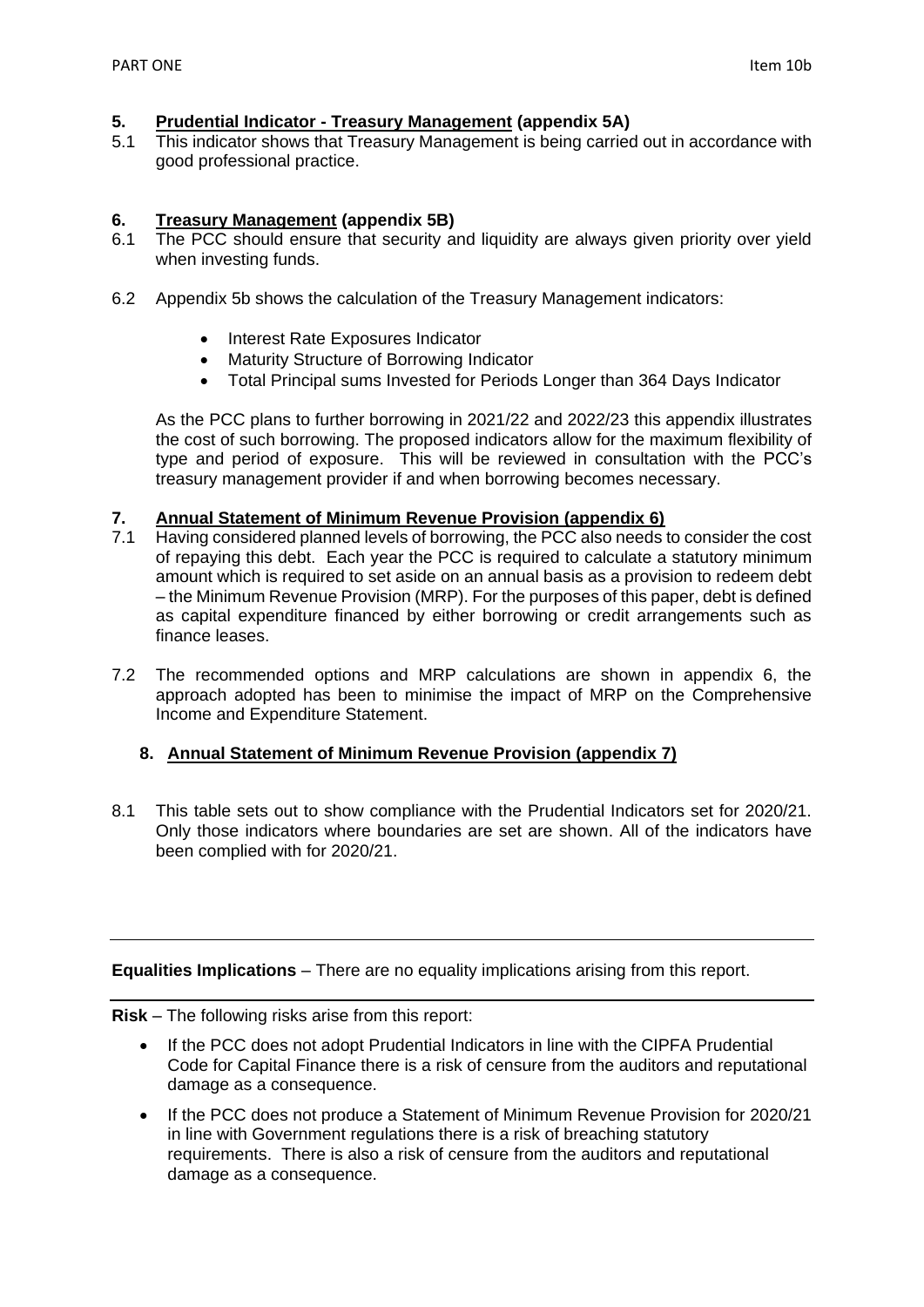## 5. Prudential Indicator - Treasury Management (appendix 5A)

5.1 This indicator shows that Treasury Management is being carried out in accordance with good professional practice.

## 6. Treasury Management (appendix 5B)

6.1 The PCC should ensure that security and liquidity are always given priority over yield when investing funds.

6.2 Appendix 5b shows the calculation of the Treasury Management indicators:

- Interest Rate Exposures Indicator
- Maturity Structure of Borrowing Indicator
- Total Principal sums Invested for Periods Longer than 364 Days Indicator

As the PCC plans to further borrowing in 2021/22 and 2022/23 this appendix illustrates the cost of such borrowing. The proposed indicators allow for the maximum flexibility of type and period of exposure. This will be reviewed in consultation with the PCC's treasury management provider if and when borrowing becomes necessary.

## 7. Annual Statement of Minimum Revenue Provision (appendix 6)

7.1 Having considered planned levels of borrowing, the PCC also needs to consider the cost of repaying this debt. Each year the PCC is required to calculate a statutory minimum amount which is required to set aside on an annual basis as a provision to redeem debt – the Minimum Revenue Provision (MRP). For the purposes of this paper, debt is defined as capital expenditure financed by either borrowing or credit arrangements such as finance leases.

7.2 The recommended options and MRP calculations are shown in appendix 6, the approach adopted has been to minimise the impact of MRP on the Comprehensive Income and Expenditure Statement.

## 8. Annual Statement of Minimum Revenue Provision (appendix 7)

8.1 This table sets out to show compliance with the Prudential Indicators set for 2020/21. Only those indicators where boundaries are set are shown. All of the indicators have been complied with for 2020/21.

---

**Equalities Implications** – There are no equality implications arising from this report.

---

**Risk** – The following risks arise from this report:

- If the PCC does not adopt Prudential Indicators in line with the CIPFA Prudential Code for Capital Finance there is a risk of censure from the auditors and reputational damage as a consequence.
- If the PCC does not produce a Statement of Minimum Revenue Provision for 2020/21 in line with Government regulations there is a risk of breaching statutory requirements. There is also a risk of censure from the auditors and reputational damage as a consequence.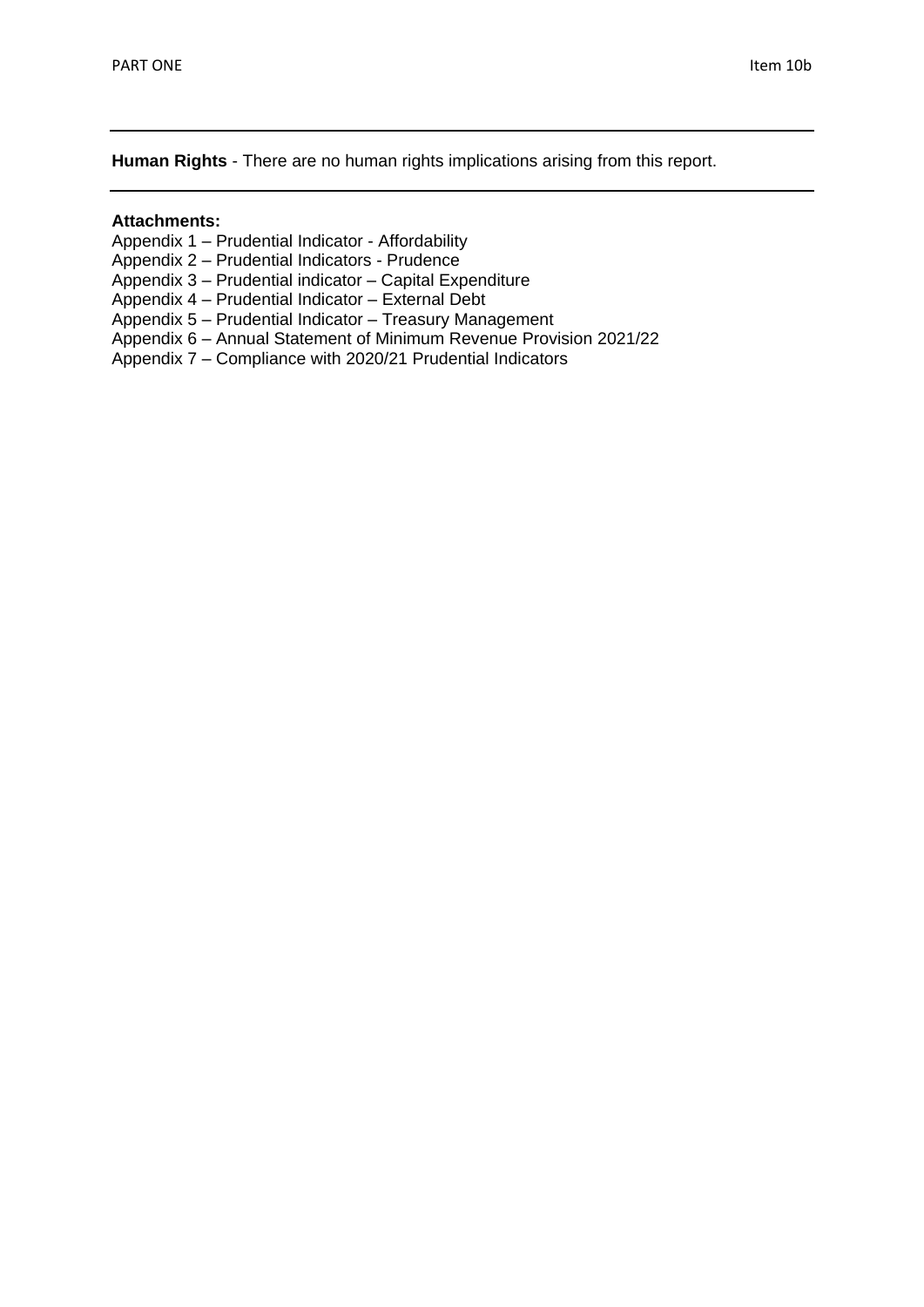**Human Rights** - There are no human rights implications arising from this report.

---

**Attachments:**

Appendix 1 – Prudential Indicator - Affordability
Appendix 2 – Prudential Indicators - Prudence
Appendix 3 – Prudential indicator – Capital Expenditure
Appendix 4 – Prudential Indicator – External Debt
Appendix 5 – Prudential Indicator – Treasury Management
Appendix 6 – Annual Statement of Minimum Revenue Provision 2021/22
Appendix 7 – Compliance with 2020/21 Prudential Indicators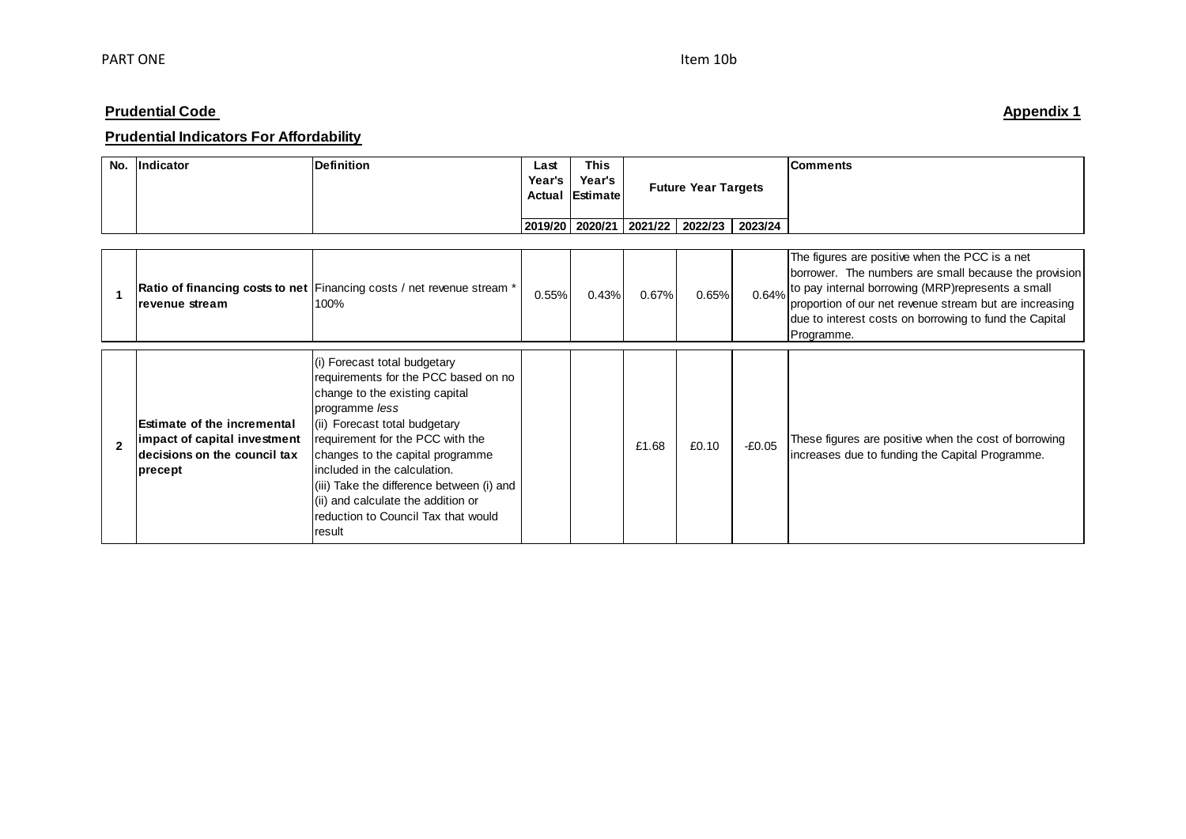PART ONE

Item 10b

**Prudential Code**

**Appendix 1**

**Prudential Indicators For Affordability**

| No. | Indicator | Definition | Last Year's Actual | This Year's Estimate | Future Year Targets | | | Comments |
|---|---|---|---|---|---|---|---|---|
| | | | 2019/20 | 2020/21 | 2021/22 | 2022/23 | 2023/24 | |
| 1 | **Ratio of financing costs to net revenue stream** | Financing costs / net revenue stream * 100% | 0.55% | 0.43% | 0.67% | 0.65% | 0.64% | The figures are positive when the PCC is a net borrower. The numbers are small because the provision to pay internal borrowing (MRP)represents a small proportion of our net revenue stream but are increasing due to interest costs on borrowing to fund the Capital Programme. |
| 2 | **Estimate of the incremental impact of capital investment decisions on the council tax precept** | (i) Forecast total budgetary requirements for the PCC based on no change to the existing capital programme *less* (ii) Forecast total budgetary requirement for the PCC with the changes to the capital programme included in the calculation. (iii) Take the difference between (i) and (ii) and calculate the addition or reduction to Council Tax that would result | | | £1.68 | £0.10 | -£0.05 | These figures are positive when the cost of borrowing increases due to funding the Capital Programme. |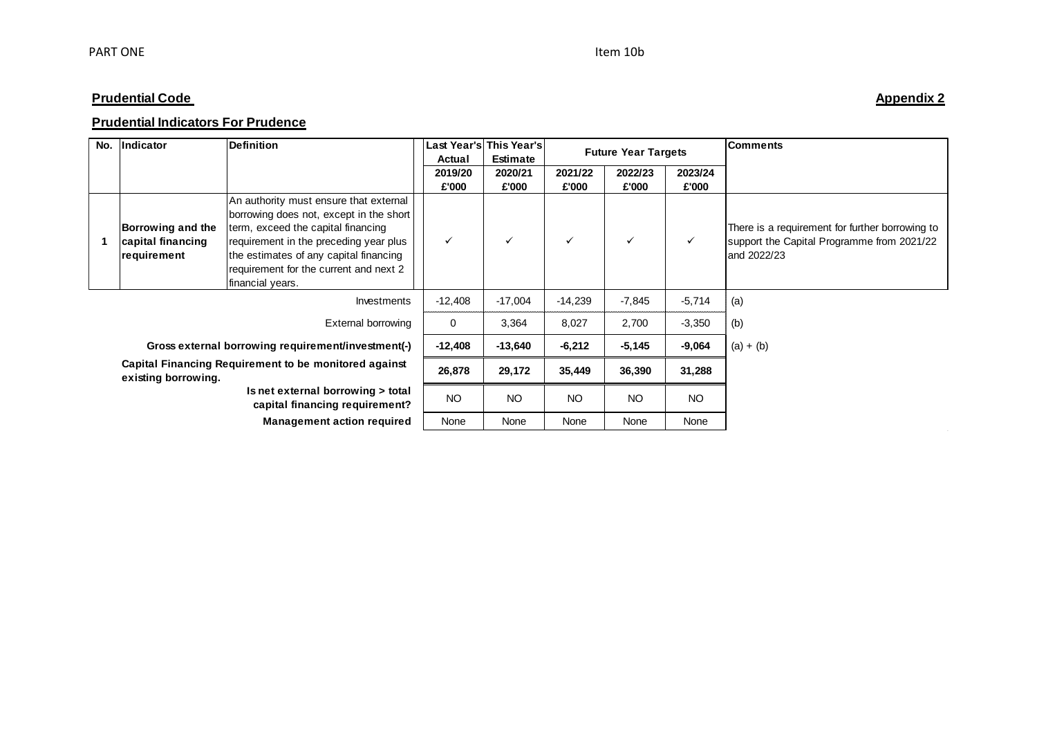PART ONE Item 10b

**Prudential Code** **Appendix 2**

**Prudential Indicators For Prudence**

| No. | Indicator | Definition | Last Year's Actual | This Year's Estimate | Future Year Targets | | | Comments |
|---|---|---|---|---|---|---|---|---|
| | | | 2019/20 £'000 | 2020/21 £'000 | 2021/22 £'000 | 2022/23 £'000 | 2023/24 £'000 | |
| 1 | **Borrowing and the capital financing requirement** | An authority must ensure that external borrowing does not, except in the short term, exceed the capital financing requirement in the preceding year plus the estimates of any capital financing requirement for the current and next 2 financial years. | ✓ | ✓ | ✓ | ✓ | ✓ | There is a requirement for further borrowing to support the Capital Programme from 2021/22 and 2022/23 |
| | | Investments | -12,408 | -17,004 | -14,239 | -7,845 | -5,714 | (a) |
| | | External borrowing | 0 | 3,364 | 8,027 | 2,700 | -3,350 | (b) |
| | | **Gross external borrowing requirement/investment(-)** | **-12,408** | **-13,640** | **-6,212** | **-5,145** | **-9,064** | (a) + (b) |
| | | **Capital Financing Requirement to be monitored against existing borrowing.** | **26,878** | **29,172** | **35,449** | **36,390** | **31,288** | |
| | | **Is net external borrowing > total capital financing requirement?** | NO | NO | NO | NO | NO | |
| | | **Management action required** | None | None | None | None | None | |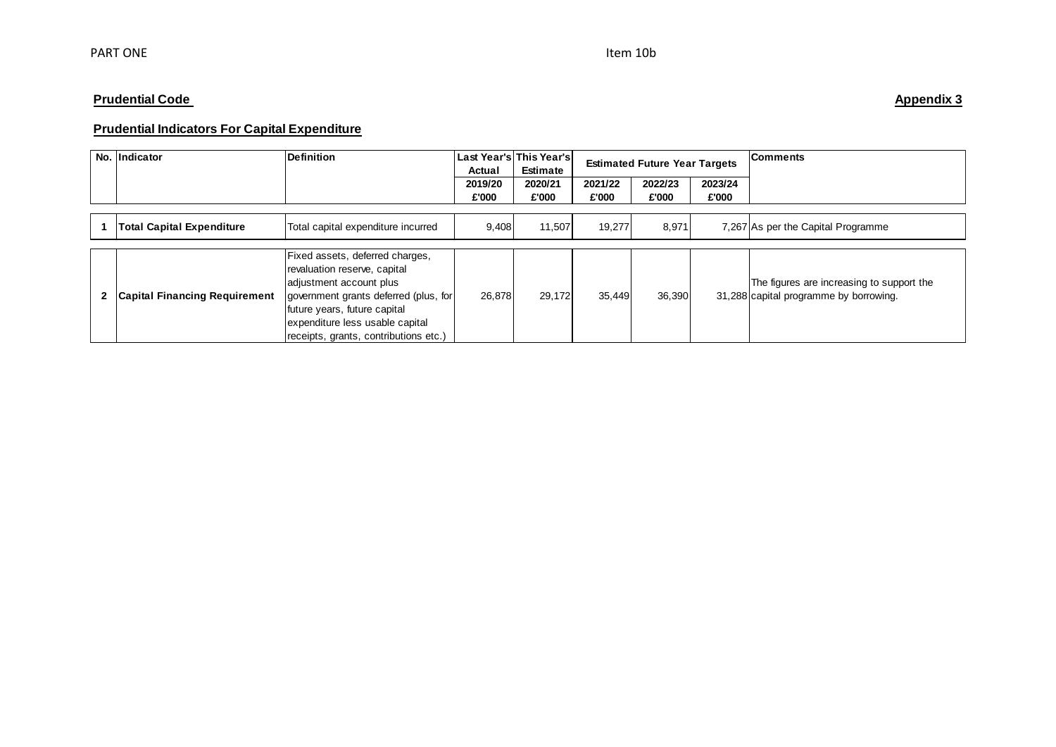PART ONE

Item 10b

**Prudential Code**

**Appendix 3**

**Prudential Indicators For Capital Expenditure**

| No. | Indicator | Definition | Last Year's Actual | This Year's Estimate | Estimated Future Year Targets | | | Comments |
|---|---|---|---|---|---|---|---|---|
| | | | 2019/20 £'000 | 2020/21 £'000 | 2021/22 £'000 | 2022/23 £'000 | 2023/24 £'000 | |
| 1 | **Total Capital Expenditure** | Total capital expenditure incurred | 9,408 | 11,507 | 19,277 | 8,971 | 7,267 | As per the Capital Programme |
| 2 | **Capital Financing Requirement** | Fixed assets, deferred charges, revaluation reserve, capital adjustment account plus government grants deferred (plus, for future years, future capital expenditure less usable capital receipts, grants, contributions etc.) | 26,878 | 29,172 | 35,449 | 36,390 | 31,288 | The figures are increasing to support the capital programme by borrowing. |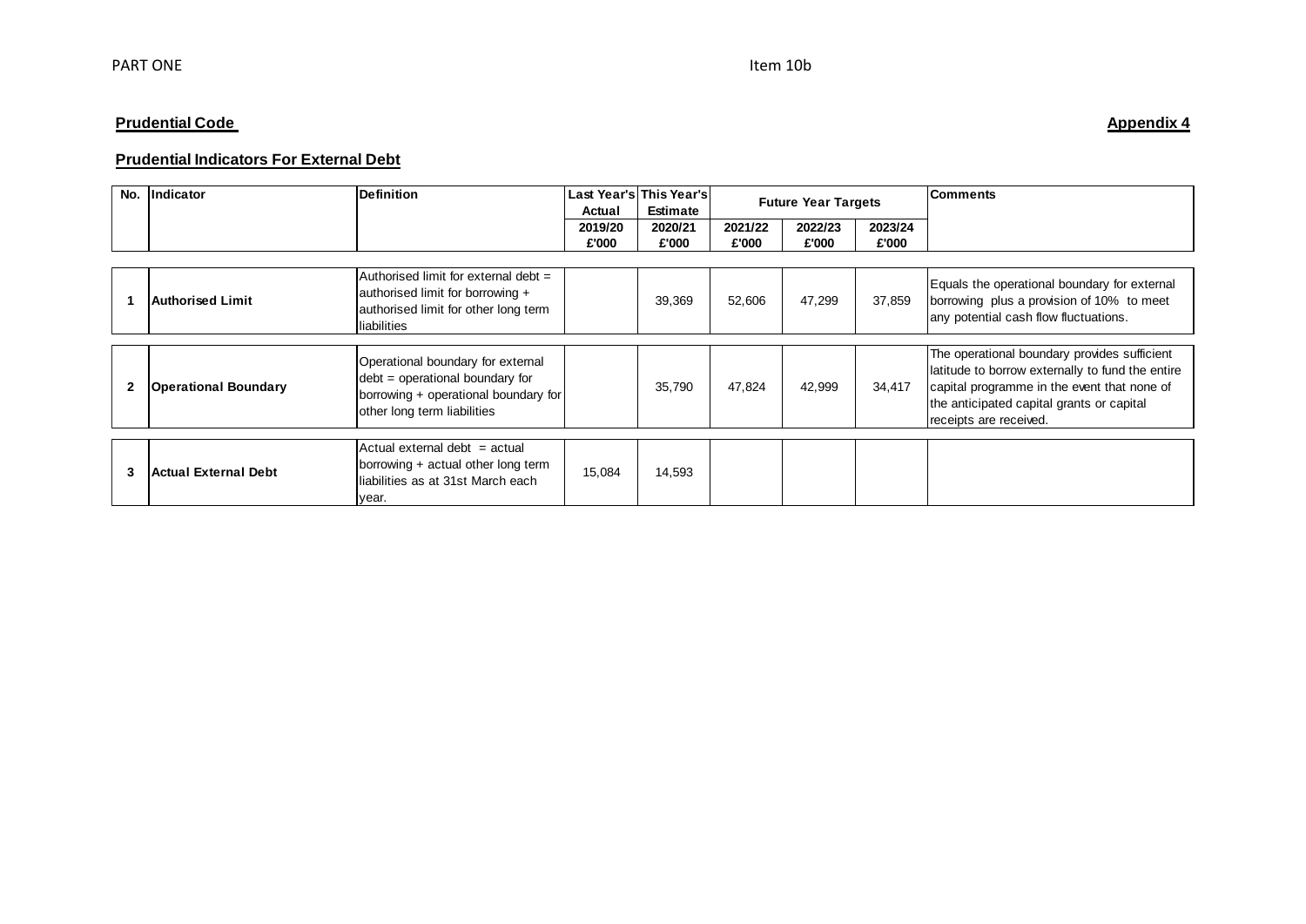PART ONE

Item 10b

**Prudential Code**

**Appendix 4**

**Prudential Indicators For External Debt**

| No. | Indicator | Definition | Last Year's Actual 2019/20 £'000 | This Year's Estimate 2020/21 £'000 | Future Year Targets 2021/22 £'000 | Future Year Targets 2022/23 £'000 | Future Year Targets 2023/24 £'000 | Comments |
|---|---|---|---|---|---|---|---|---|
| 1 | **Authorised Limit** | Authorised limit for external debt = authorised limit for borrowing + authorised limit for other long term liabilities | | 39,369 | 52,606 | 47,299 | 37,859 | Equals the operational boundary for external borrowing plus a provision of 10% to meet any potential cash flow fluctuations. |
| 2 | **Operational Boundary** | Operational boundary for external debt = operational boundary for borrowing + operational boundary for other long term liabilities | | 35,790 | 47,824 | 42,999 | 34,417 | The operational boundary provides sufficient latitude to borrow externally to fund the entire capital programme in the event that none of the anticipated capital grants or capital receipts are received. |
| 3 | **Actual External Debt** | Actual external debt = actual borrowing + actual other long term liabilities as at 31st March each year. | 15,084 | 14,593 | | | | |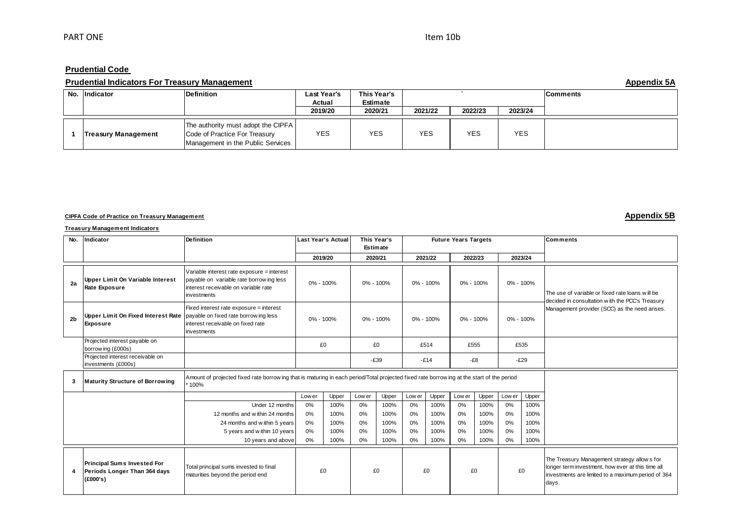PART ONE

Item 10b

## Prudential Code

### Prudential Indicators For Treasury Management

**Appendix 5A**

| No. | Indicator | Definition | Last Year's Actual | This Year's Estimate | ` | | | Comments |
|---|---|---|---|---|---|---|---|---|
| | | | 2019/20 | 2020/21 | 2021/22 | 2022/23 | 2023/24 | |
| 1 | Treasury Management | The authority must adopt the CIPFA Code of Practice For Treasury Management in the Public Services | YES | YES | YES | YES | YES | |

**CIPFA Code of Practice on Treasury Management**

**Appendix 5B**

**Treasury Management Indicators**

| No. | Indicator | Definition | Last Year's Actual | | This Year's Estimate | | Future Years Targets | | | | | | Comments |
|---|---|---|---|---|---|---|---|---|---|---|---|---|---|
| | | | 2019/20 | | 2020/21 | | 2021/22 | | 2022/23 | | 2023/24 | | |
| 2a | Upper Limit On Variable Interest Rate Exposure | Variable interest rate exposure = interest payable on variable rate borrowing less interest receivable on variable rate investments | 0% - 100% | | 0% - 100% | | 0% - 100% | | 0% - 100% | | 0% - 100% | | The use of variable or fixed rate loans will be decided in consultation with the PCC's Treasury Management provider (SCC) as the need arises. |
| 2b | Upper Limit On Fixed Interest Rate Exposure | Fixed interest rate exposure = interest payable on fixed rate borrowing less interest receivable on fixed rate investments | 0% - 100% | | 0% - 100% | | 0% - 100% | | 0% - 100% | | 0% - 100% | | |
| | Projected interest payable on borrowing (£000s) | | £0 | | £0 | | £514 | | £555 | | £535 | | |
| | Projected interest receivable on investments (£000s) | | | | -£39 | | -£14 | | -£8 | | -£29 | | |
| 3 | Maturity Structure of Borrowing | Amount of projected fixed rate borrowing that is maturing in each period/Total projected fixed rate borrowing at the start of the period * 100% | | | | | | | | | | | |
| | | | Lower | Upper | Lower | Upper | Lower | Upper | Lower | Upper | Lower | Upper | |
| | | Under 12 months | 0% | 100% | 0% | 100% | 0% | 100% | 0% | 100% | 0% | 100% | |
| | | 12 months and within 24 months | 0% | 100% | 0% | 100% | 0% | 100% | 0% | 100% | 0% | 100% | |
| | | 24 months and within 5 years | 0% | 100% | 0% | 100% | 0% | 100% | 0% | 100% | 0% | 100% | |
| | | 5 years and within 10 years | 0% | 100% | 0% | 100% | 0% | 100% | 0% | 100% | 0% | 100% | |
| | | 10 years and above | 0% | 100% | 0% | 100% | 0% | 100% | 0% | 100% | 0% | 100% | |
| 4 | Principal Sums Invested For Periods Longer Than 364 days (£000's) | Total principal sums invested to final maturities beyond the period end | £0 | | £0 | | £0 | | £0 | | £0 | | The Treasury Management strategy allows for longer term investment, however at this time all investments are limited to a maximum period of 364 days. |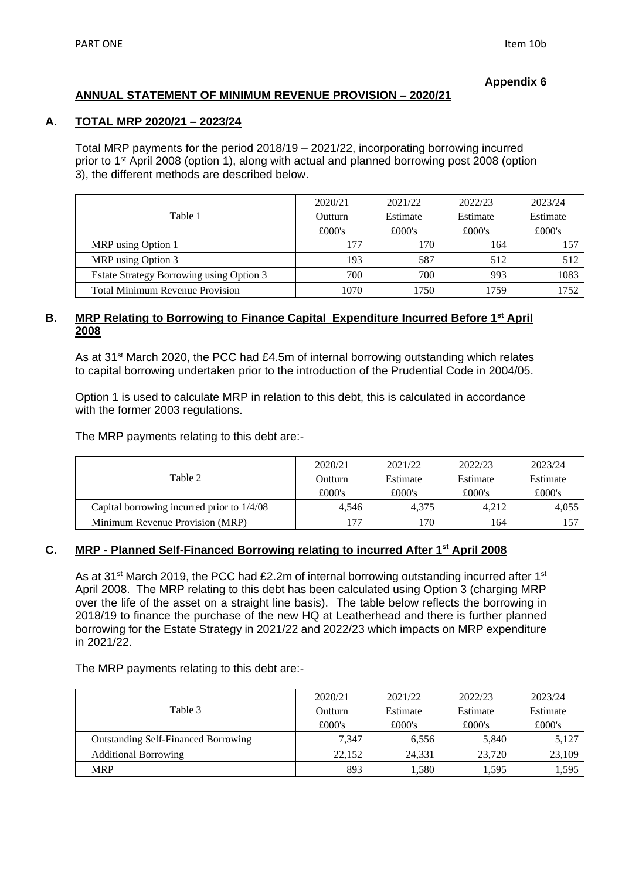**Appendix 6**

## ANNUAL STATEMENT OF MINIMUM REVENUE PROVISION – 2020/21

### A. TOTAL MRP 2020/21 – 2023/24

Total MRP payments for the period 2018/19 – 2021/22, incorporating borrowing incurred prior to 1st April 2008 (option 1), along with actual and planned borrowing post 2008 (option 3), the different methods are described below.

| Table 1 | 2020/21 Outturn £000's | 2021/22 Estimate £000's | 2022/23 Estimate £000's | 2023/24 Estimate £000's |
|---|---|---|---|---|
| MRP using Option 1 | 177 | 170 | 164 | 157 |
| MRP using Option 3 | 193 | 587 | 512 | 512 |
| Estate Strategy Borrowing using Option 3 | 700 | 700 | 993 | 1083 |
| Total Minimum Revenue Provision | 1070 | 1750 | 1759 | 1752 |

### B. MRP Relating to Borrowing to Finance Capital Expenditure Incurred Before 1st April 2008

As at 31st March 2020, the PCC had £4.5m of internal borrowing outstanding which relates to capital borrowing undertaken prior to the introduction of the Prudential Code in 2004/05.

Option 1 is used to calculate MRP in relation to this debt, this is calculated in accordance with the former 2003 regulations.

The MRP payments relating to this debt are:-

| Table 2 | 2020/21 Outturn £000's | 2021/22 Estimate £000's | 2022/23 Estimate £000's | 2023/24 Estimate £000's |
|---|---|---|---|---|
| Capital borrowing incurred prior to 1/4/08 | 4,546 | 4,375 | 4,212 | 4,055 |
| Minimum Revenue Provision (MRP) | 177 | 170 | 164 | 157 |

### C. MRP - Planned Self-Financed Borrowing relating to incurred After 1st April 2008

As at 31st March 2019, the PCC had £2.2m of internal borrowing outstanding incurred after 1st April 2008. The MRP relating to this debt has been calculated using Option 3 (charging MRP over the life of the asset on a straight line basis). The table below reflects the borrowing in 2018/19 to finance the purchase of the new HQ at Leatherhead and there is further planned borrowing for the Estate Strategy in 2021/22 and 2022/23 which impacts on MRP expenditure in 2021/22.

The MRP payments relating to this debt are:-

| Table 3 | 2020/21 Outturn £000's | 2021/22 Estimate £000's | 2022/23 Estimate £000's | 2023/24 Estimate £000's |
|---|---|---|---|---|
| Outstanding Self-Financed Borrowing | 7,347 | 6,556 | 5,840 | 5,127 |
| Additional Borrowing | 22,152 | 24,331 | 23,720 | 23,109 |
| MRP | 893 | 1,580 | 1,595 | 1,595 |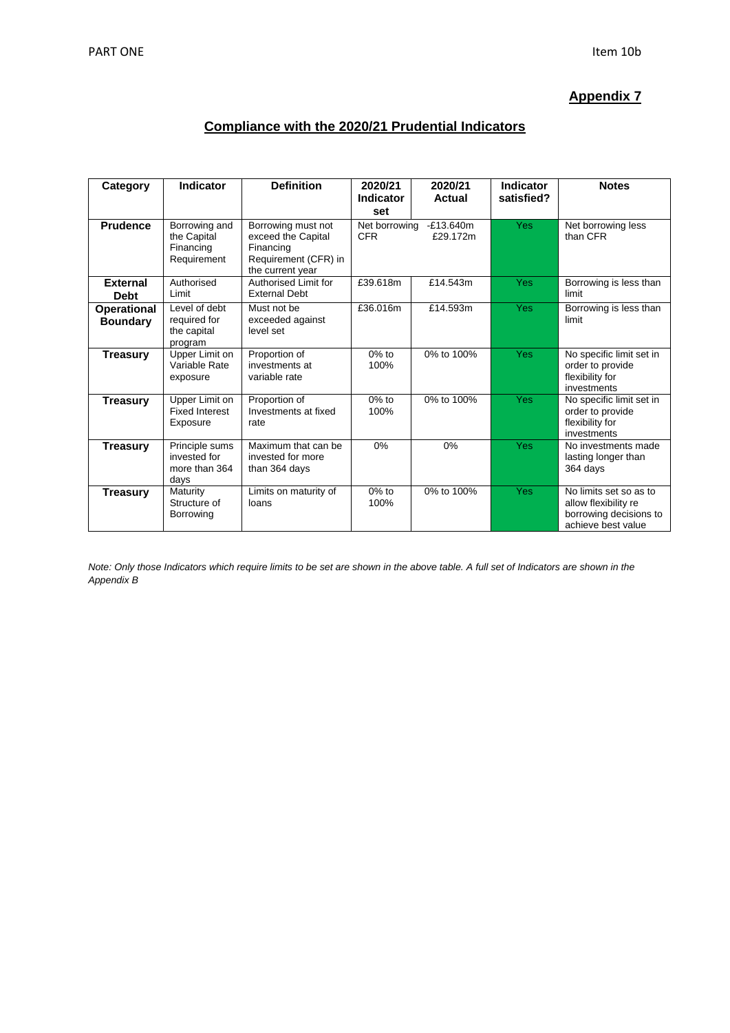PART ONE

Item 10b

**Appendix 7**

## Compliance with the 2020/21 Prudential Indicators

| Category | Indicator | Definition | 2020/21 Indicator set | 2020/21 Actual | Indicator satisfied? | Notes |
|---|---|---|---|---|---|---|
| **Prudence** | Borrowing and the Capital Financing Requirement | Borrowing must not exceed the Capital Financing Requirement (CFR) in the current year | Net borrowing CFR | -£13.640m £29.172m | Yes | Net borrowing less than CFR |
| **External Debt** | Authorised Limit | Authorised Limit for External Debt | £39.618m | £14.543m | Yes | Borrowing is less than limit |
| **Operational Boundary** | Level of debt required for the capital program | Must not be exceeded against level set | £36.016m | £14.593m | Yes | Borrowing is less than limit |
| **Treasury** | Upper Limit on Variable Rate exposure | Proportion of investments at variable rate | 0% to 100% | 0% to 100% | Yes | No specific limit set in order to provide flexibility for investments |
| **Treasury** | Upper Limit on Fixed Interest Exposure | Proportion of Investments at fixed rate | 0% to 100% | 0% to 100% | Yes | No specific limit set in order to provide flexibility for investments |
| **Treasury** | Principle sums invested for more than 364 days | Maximum that can be invested for more than 364 days | 0% | 0% | Yes | No investments made lasting longer than 364 days |
| **Treasury** | Maturity Structure of Borrowing | Limits on maturity of loans | 0% to 100% | 0% to 100% | Yes | No limits set so as to allow flexibility re borrowing decisions to achieve best value |

*Note: Only those Indicators which require limits to be set are shown in the above table. A full set of Indicators are shown in the Appendix B*